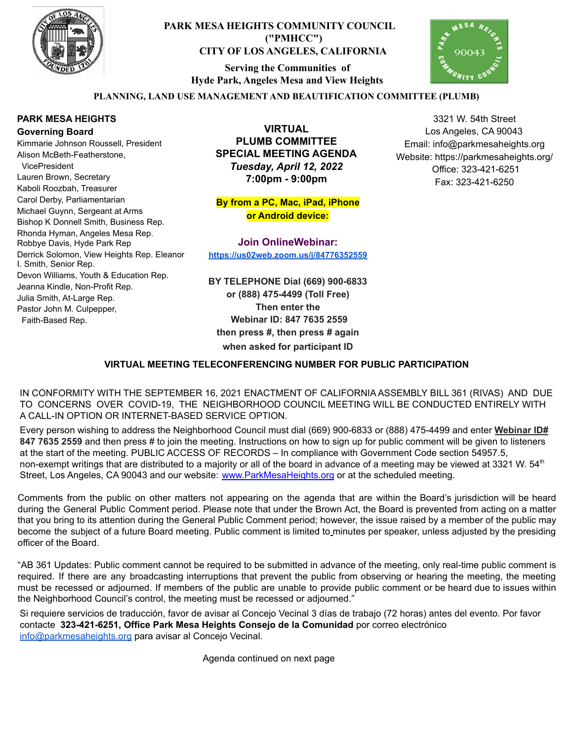# PARK MESA HEIGHTS COMMUNITY COUNCIL ("PMHCC")
## CITY OF LOS ANGELES, CALIFORNIA

**Serving the Communities of Hyde Park, Angeles Mesa and View Heights**

**PLANNING, LAND USE MANAGEMENT AND BEAUTIFICATION COMMITTEE (PLUMB)**

**PARK MESA HEIGHTS**
**Governing Board**
Kimmarie Johnson Roussell, President
Alison McBeth-Featherstone, VicePresident
Lauren Brown, Secretary
Kaboli Roozbah, Treasurer
Carol Derby, Parliamentarian
Michael Guynn, Sergeant at Arms
Bishop K Donnell Smith, Business Rep.
Rhonda Hyman, Angeles Mesa Rep.
Robbye Davis, Hyde Park Rep
Derrick Solomon, View Heights Rep.
Eleanor I. Smith, Senior Rep.
Devon Williams, Youth & Education Rep.
Jeanna Kindle, Non-Profit Rep.
Julia Smith, At-Large Rep.
Pastor John M. Culpepper, Faith-Based Rep.

**VIRTUAL**
**PLUMB COMMITTEE**
**SPECIAL MEETING AGENDA**
***Tuesday, April 12, 2022***
**7:00pm - 9:00pm**

**By from a PC, Mac, iPad, iPhone or Android device:**

**Join OnlineWebinar:**
**https://us02web.zoom.us/j/84776352559**

**BY TELEPHONE Dial (669) 900-6833 or (888) 475-4499 (Toll Free)**
**Then enter the**
**Webinar ID: 847 7635 2559**
**then press #, then press # again when asked for participant ID**

3321 W. 54th Street
Los Angeles, CA 90043
Email: info@parkmesaheights.org
Website: https://parkmesaheights.org/
Office: 323-421-6251
Fax: 323-421-6250

**VIRTUAL MEETING TELECONFERENCING NUMBER FOR PUBLIC PARTICIPATION**

IN CONFORMITY WITH THE SEPTEMBER 16, 2021 ENACTMENT OF CALIFORNIA ASSEMBLY BILL 361 (RIVAS) AND DUE TO CONCERNS OVER COVID-19, THE NEIGHBORHOOD COUNCIL MEETING WILL BE CONDUCTED ENTIRELY WITH A CALL-IN OPTION OR INTERNET-BASED SERVICE OPTION.

Every person wishing to address the Neighborhood Council must dial (669) 900-6833 or (888) 475-4499 and enter **Webinar ID# 847 7635 2559** and then press # to join the meeting. Instructions on how to sign up for public comment will be given to listeners at the start of the meeting. PUBLIC ACCESS OF RECORDS – In compliance with Government Code section 54957.5, non-exempt writings that are distributed to a majority or all of the board in advance of a meeting may be viewed at 3321 W. 54th Street, Los Angeles, CA 90043 and our website: www.ParkMesaHeights.org or at the scheduled meeting.

Comments from the public on other matters not appearing on the agenda that are within the Board's jurisdiction will be heard during the General Public Comment period. Please note that under the Brown Act, the Board is prevented from acting on a matter that you bring to its attention during the General Public Comment period; however, the issue raised by a member of the public may become the subject of a future Board meeting. Public comment is limited to minutes per speaker, unless adjusted by the presiding officer of the Board.

"AB 361 Updates: Public comment cannot be required to be submitted in advance of the meeting, only real-time public comment is required. If there are any broadcasting interruptions that prevent the public from observing or hearing the meeting, the meeting must be recessed or adjourned. If members of the public are unable to provide public comment or be heard due to issues within the Neighborhood Council's control, the meeting must be recessed or adjourned."

Si requiere servicios de traducción, favor de avisar al Concejo Vecinal 3 días de trabajo (72 horas) antes del evento. Por favor contacte **323-421-6251, Office Park Mesa Heights Consejo de la Comunidad** por correo electrónico info@parkmesaheights.org para avisar al Concejo Vecinal.

Agenda continued on next page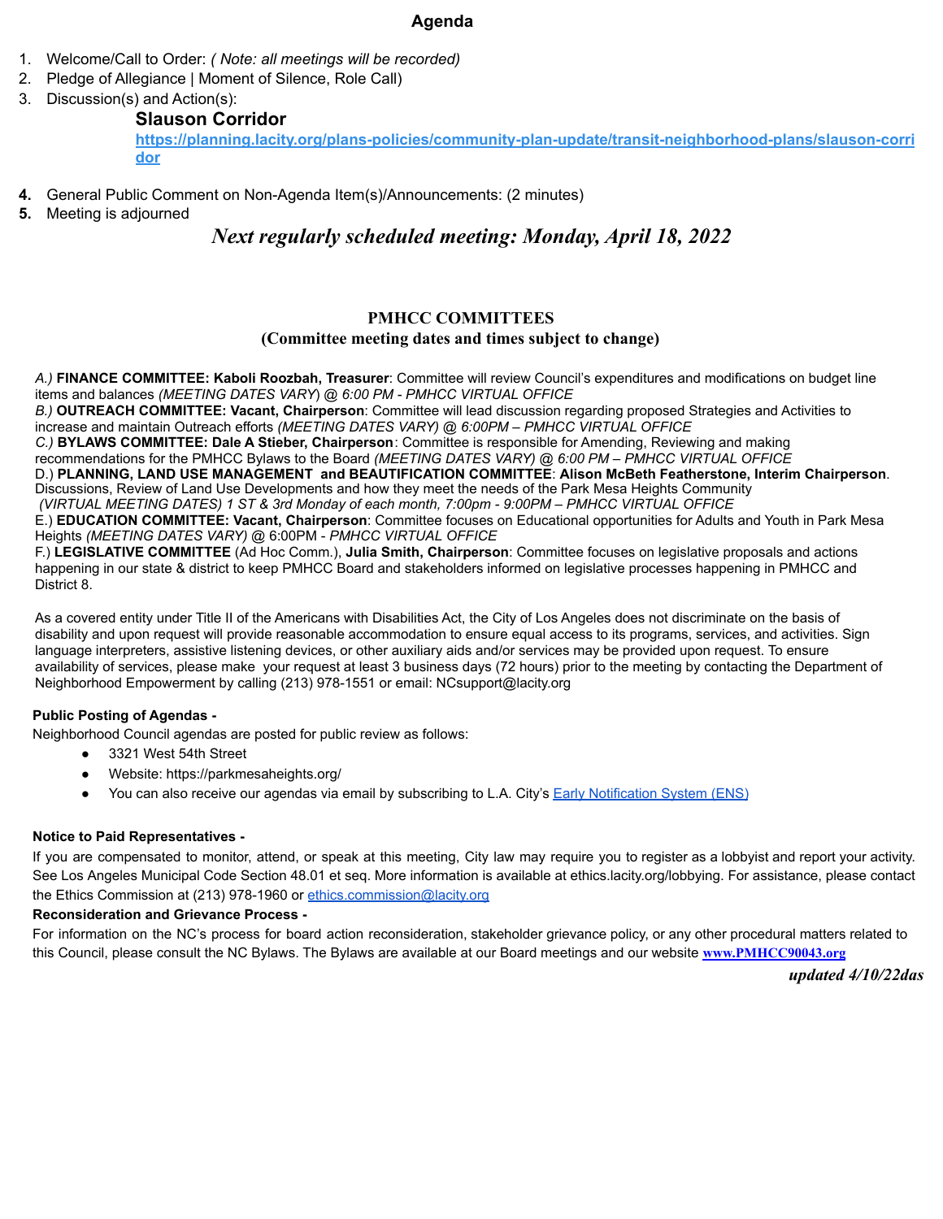## Agenda

1. Welcome/Call to Order: *( Note: all meetings will be recorded)*
2. Pledge of Allegiance | Moment of Silence, Role Call)
3. Discussion(s) and Action(s):

   **Slauson Corridor**
   **https://planning.lacity.org/plans-policies/community-plan-update/transit-neighborhood-plans/slauson-corridor**

4. General Public Comment on Non-Agenda Item(s)/Announcements: (2 minutes)
5. Meeting is adjourned

### *Next regularly scheduled meeting: Monday, April 18, 2022*

## PMHCC COMMITTEES
### (Committee meeting dates and times subject to change)

*A.)* **FINANCE COMMITTEE: Kaboli Roozbah, Treasurer**: Committee will review Council's expenditures and modifications on budget line items and balances *(MEETING DATES VARY*) @ *6:00 PM - PMHCC VIRTUAL OFFICE*
*B.)* **OUTREACH COMMITTEE: Vacant, Chairperson**: Committee will lead discussion regarding proposed Strategies and Activities to increase and maintain Outreach efforts *(MEETING DATES VARY) @ 6:00PM – PMHCC VIRTUAL OFFICE*
*C.)* **BYLAWS COMMITTEE: Dale A Stieber, Chairperson**: Committee is responsible for Amending, Reviewing and making recommendations for the PMHCC Bylaws to the Board *(MEETING DATES VARY) @ 6:00 PM – PMHCC VIRTUAL OFFICE*
D.) **PLANNING, LAND USE MANAGEMENT and BEAUTIFICATION COMMITTEE**: **Alison McBeth Featherstone, Interim Chairperson**. Discussions, Review of Land Use Developments and how they meet the needs of the Park Mesa Heights Community
*(VIRTUAL MEETING DATES) 1 ST & 3rd Monday of each month, 7:00pm - 9:00PM – PMHCC VIRTUAL OFFICE*
E.) **EDUCATION COMMITTEE: Vacant, Chairperson**: Committee focuses on Educational opportunities for Adults and Youth in Park Mesa Heights *(MEETING DATES VARY)* @ 6:00PM - *PMHCC VIRTUAL OFFICE*
F.) **LEGISLATIVE COMMITTEE** (Ad Hoc Comm.), **Julia Smith, Chairperson**: Committee focuses on legislative proposals and actions happening in our state & district to keep PMHCC Board and stakeholders informed on legislative processes happening in PMHCC and District 8.

As a covered entity under Title II of the Americans with Disabilities Act, the City of Los Angeles does not discriminate on the basis of disability and upon request will provide reasonable accommodation to ensure equal access to its programs, services, and activities. Sign language interpreters, assistive listening devices, or other auxiliary aids and/or services may be provided upon request. To ensure availability of services, please make your request at least 3 business days (72 hours) prior to the meeting by contacting the Department of Neighborhood Empowerment by calling (213) 978-1551 or email: NCsupport@lacity.org

**Public Posting of Agendas -**
Neighborhood Council agendas are posted for public review as follows:

- 3321 West 54th Street
- Website: https://parkmesaheights.org/
- You can also receive our agendas via email by subscribing to L.A. City's Early Notification System (ENS)

**Notice to Paid Representatives -**
If you are compensated to monitor, attend, or speak at this meeting, City law may require you to register as a lobbyist and report your activity. See Los Angeles Municipal Code Section 48.01 et seq. More information is available at ethics.lacity.org/lobbying. For assistance, please contact the Ethics Commission at (213) 978-1960 or ethics.commission@lacity.org

**Reconsideration and Grievance Process -**
For information on the NC's process for board action reconsideration, stakeholder grievance policy, or any other procedural matters related to this Council, please consult the NC Bylaws. The Bylaws are available at our Board meetings and our website **www.PMHCC90043.org**

***updated 4/10/22das***